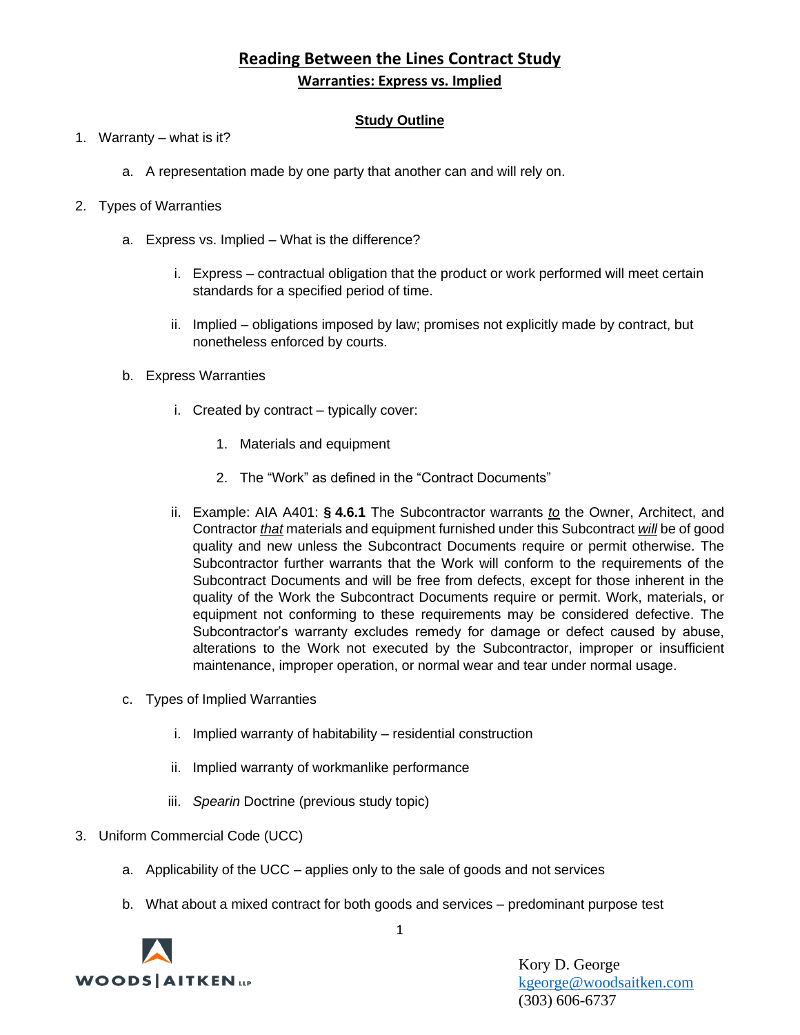# Reading Between the Lines Contract Study

## Warranties: Express vs. Implied

### Study Outline

1. Warranty – what is it?

   a. A representation made by one party that another can and will rely on.

2. Types of Warranties

   a. Express vs. Implied – What is the difference?

      i. Express – contractual obligation that the product or work performed will meet certain standards for a specified period of time.

      ii. Implied – obligations imposed by law; promises not explicitly made by contract, but nonetheless enforced by courts.

   b. Express Warranties

      i. Created by contract – typically cover:

         1. Materials and equipment

         2. The "Work" as defined in the "Contract Documents"

      ii. Example: AIA A401: **§ 4.6.1** The Subcontractor warrants ***to*** the Owner, Architect, and Contractor ***that*** materials and equipment furnished under this Subcontract ***will*** be of good quality and new unless the Subcontract Documents require or permit otherwise. The Subcontractor further warrants that the Work will conform to the requirements of the Subcontract Documents and will be free from defects, except for those inherent in the quality of the Work the Subcontract Documents require or permit. Work, materials, or equipment not conforming to these requirements may be considered defective. The Subcontractor's warranty excludes remedy for damage or defect caused by abuse, alterations to the Work not executed by the Subcontractor, improper or insufficient maintenance, improper operation, or normal wear and tear under normal usage.

   c. Types of Implied Warranties

      i. Implied warranty of habitability – residential construction

      ii. Implied warranty of workmanlike performance

      iii. *Spearin* Doctrine (previous study topic)

3. Uniform Commercial Code (UCC)

   a. Applicability of the UCC – applies only to the sale of goods and not services

   b. What about a mixed contract for both goods and services – predominant purpose test

WOODS | AITKEN LLP

Kory D. George
kgeorge@woodsaitken.com
(303) 606-6737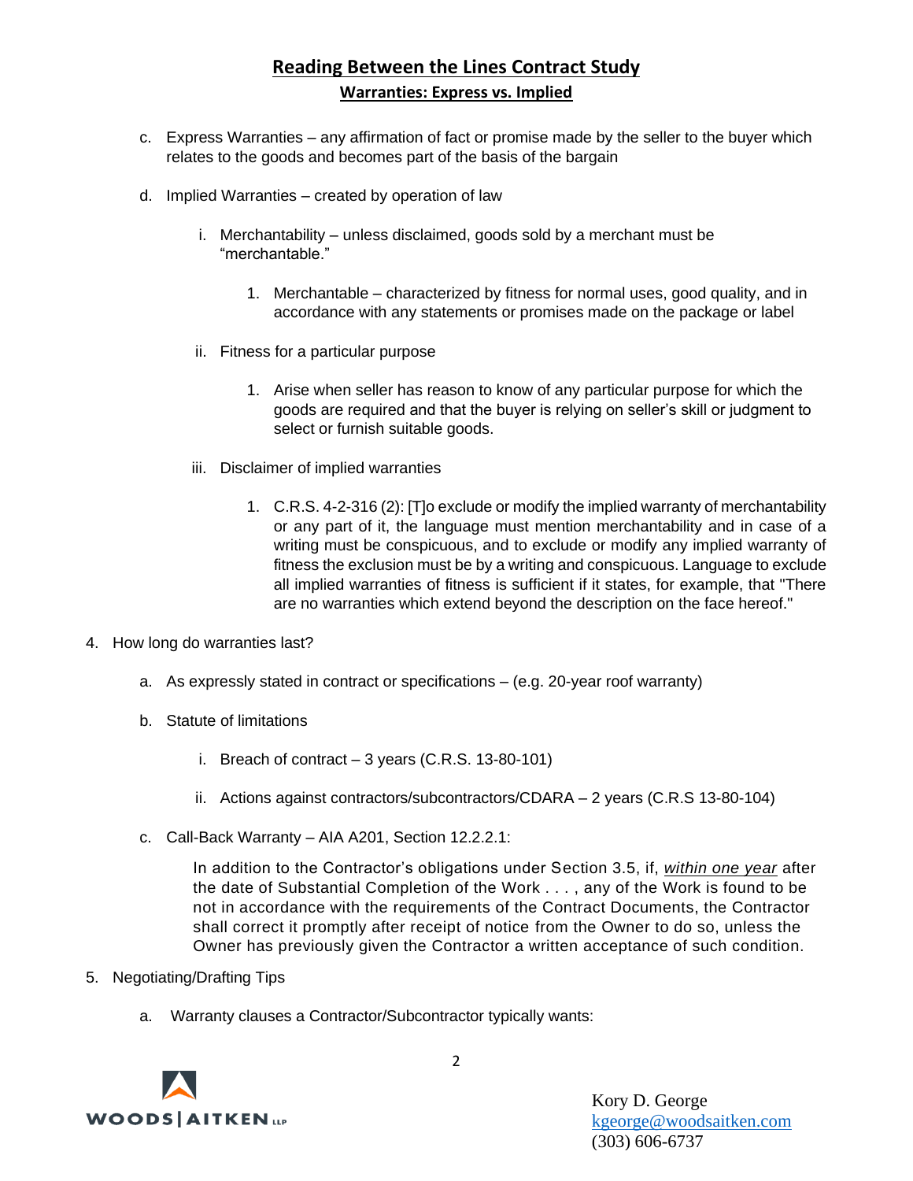## Reading Between the Lines Contract Study

### Warranties: Express vs. Implied

c. Express Warranties – any affirmation of fact or promise made by the seller to the buyer which relates to the goods and becomes part of the basis of the bargain

d. Implied Warranties – created by operation of law

   i. Merchantability – unless disclaimed, goods sold by a merchant must be "merchantable."

      1. Merchantable – characterized by fitness for normal uses, good quality, and in accordance with any statements or promises made on the package or label

   ii. Fitness for a particular purpose

      1. Arise when seller has reason to know of any particular purpose for which the goods are required and that the buyer is relying on seller's skill or judgment to select or furnish suitable goods.

   iii. Disclaimer of implied warranties

      1. C.R.S. 4-2-316 (2): [T]o exclude or modify the implied warranty of merchantability or any part of it, the language must mention merchantability and in case of a writing must be conspicuous, and to exclude or modify any implied warranty of fitness the exclusion must be by a writing and conspicuous. Language to exclude all implied warranties of fitness is sufficient if it states, for example, that "There are no warranties which extend beyond the description on the face hereof."

4. How long do warranties last?

   a. As expressly stated in contract or specifications – (e.g. 20-year roof warranty)

   b. Statute of limitations

      i. Breach of contract – 3 years (C.R.S. 13-80-101)

      ii. Actions against contractors/subcontractors/CDARA – 2 years (C.R.S 13-80-104)

   c. Call-Back Warranty – AIA A201, Section 12.2.2.1:

      In addition to the Contractor's obligations under Section 3.5, if, ***within one year*** after the date of Substantial Completion of the Work . . . , any of the Work is found to be not in accordance with the requirements of the Contract Documents, the Contractor shall correct it promptly after receipt of notice from the Owner to do so, unless the Owner has previously given the Contractor a written acceptance of such condition.

5. Negotiating/Drafting Tips

   a. Warranty clauses a Contractor/Subcontractor typically wants:

Kory D. George
kgeorge@woodsaitken.com
(303) 606-6737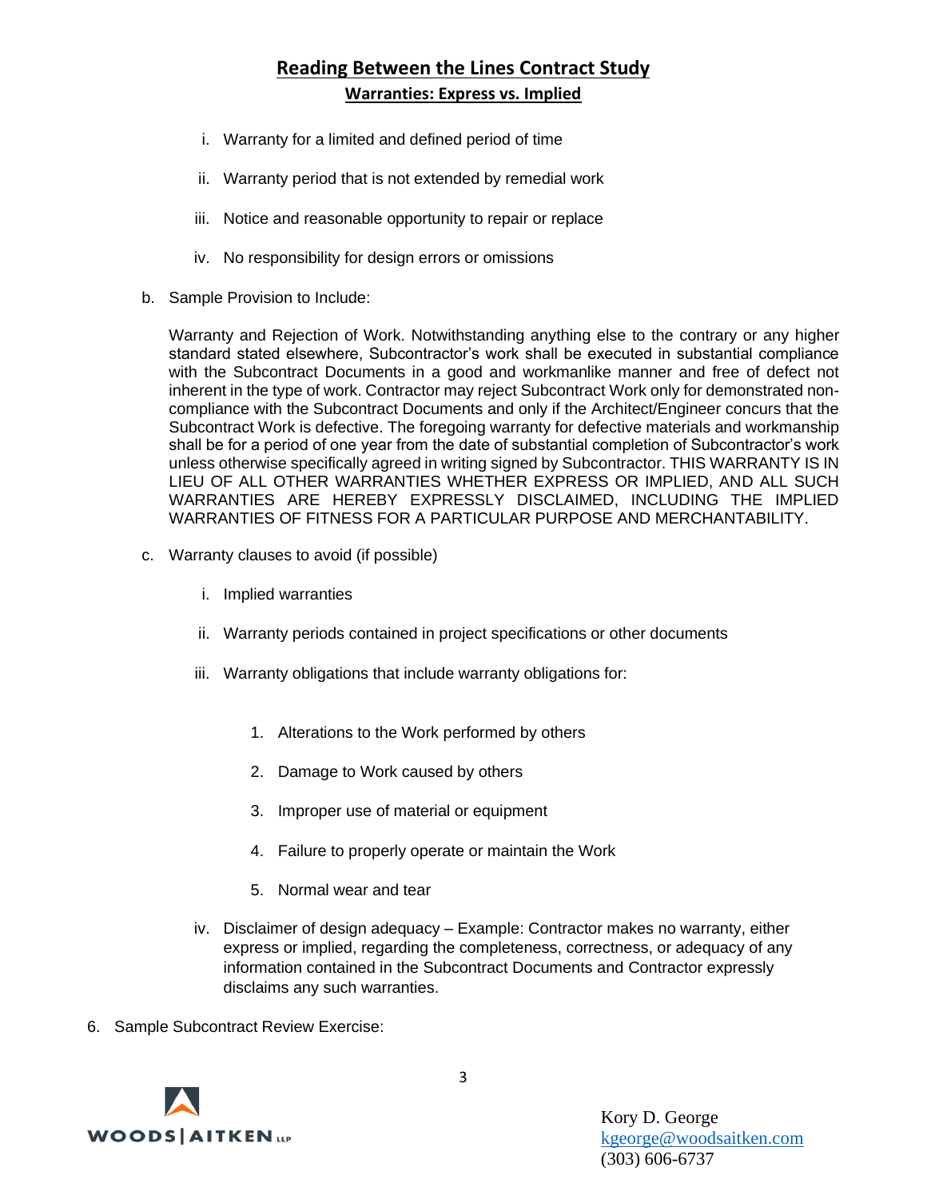## Reading Between the Lines Contract Study

### Warranties: Express vs. Implied

i. Warranty for a limited and defined period of time

ii. Warranty period that is not extended by remedial work

iii. Notice and reasonable opportunity to repair or replace

iv. No responsibility for design errors or omissions

b. Sample Provision to Include:

Warranty and Rejection of Work. Notwithstanding anything else to the contrary or any higher standard stated elsewhere, Subcontractor's work shall be executed in substantial compliance with the Subcontract Documents in a good and workmanlike manner and free of defect not inherent in the type of work. Contractor may reject Subcontract Work only for demonstrated non-compliance with the Subcontract Documents and only if the Architect/Engineer concurs that the Subcontract Work is defective. The foregoing warranty for defective materials and workmanship shall be for a period of one year from the date of substantial completion of Subcontractor's work unless otherwise specifically agreed in writing signed by Subcontractor. THIS WARRANTY IS IN LIEU OF ALL OTHER WARRANTIES WHETHER EXPRESS OR IMPLIED, AND ALL SUCH WARRANTIES ARE HEREBY EXPRESSLY DISCLAIMED, INCLUDING THE IMPLIED WARRANTIES OF FITNESS FOR A PARTICULAR PURPOSE AND MERCHANTABILITY.

c. Warranty clauses to avoid (if possible)

i. Implied warranties

ii. Warranty periods contained in project specifications or other documents

iii. Warranty obligations that include warranty obligations for:

1. Alterations to the Work performed by others
2. Damage to Work caused by others
3. Improper use of material or equipment
4. Failure to properly operate or maintain the Work
5. Normal wear and tear

iv. Disclaimer of design adequacy – Example: Contractor makes no warranty, either express or implied, regarding the completeness, correctness, or adequacy of any information contained in the Subcontract Documents and Contractor expressly disclaims any such warranties.

6. Sample Subcontract Review Exercise: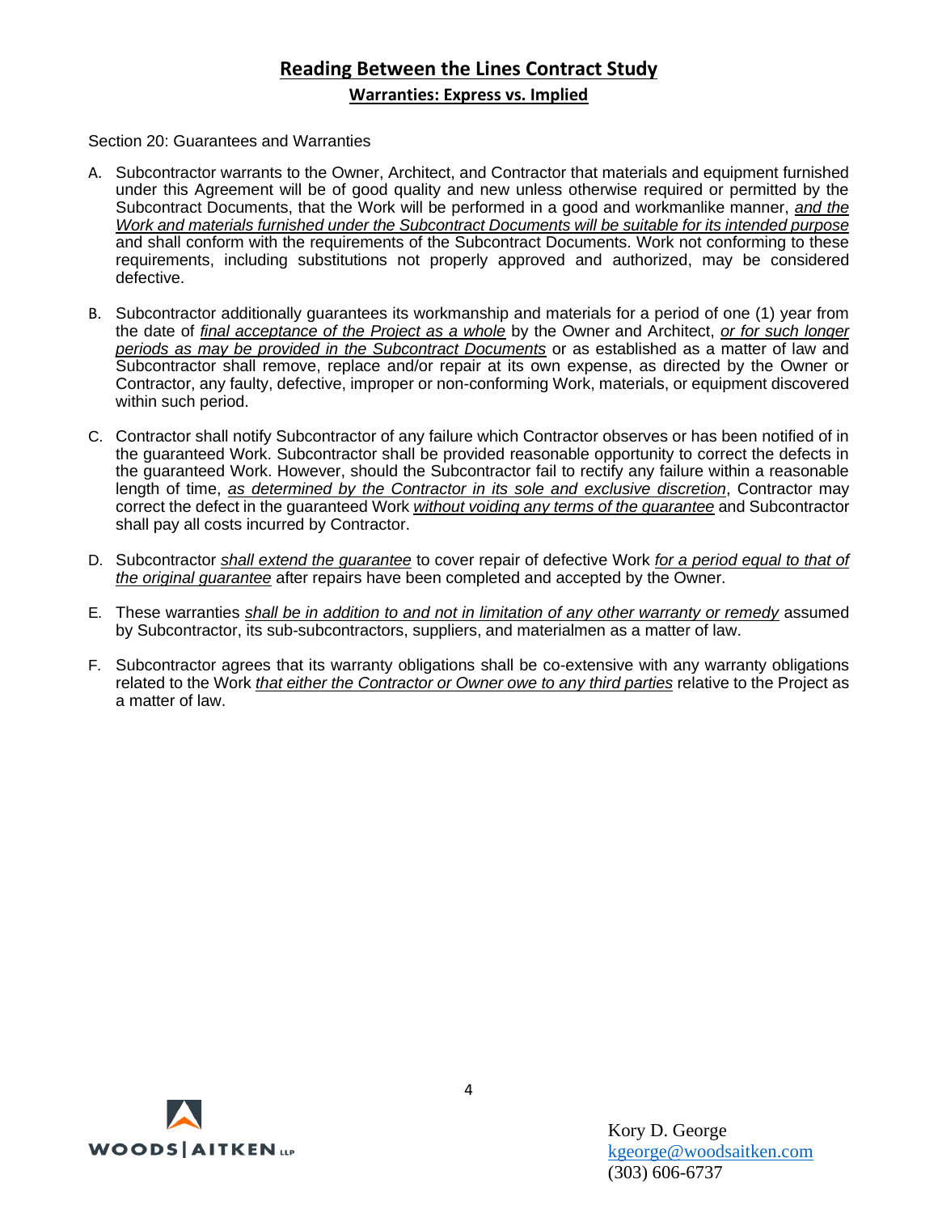# Reading Between the Lines Contract Study

## Warranties: Express vs. Implied

Section 20: Guarantees and Warranties

A. Subcontractor warrants to the Owner, Architect, and Contractor that materials and equipment furnished under this Agreement will be of good quality and new unless otherwise required or permitted by the Subcontract Documents, that the Work will be performed in a good and workmanlike manner, *and the Work and materials furnished under the Subcontract Documents will be suitable for its intended purpose* and shall conform with the requirements of the Subcontract Documents. Work not conforming to these requirements, including substitutions not properly approved and authorized, may be considered defective.

B. Subcontractor additionally guarantees its workmanship and materials for a period of one (1) year from the date of *final acceptance of the Project as a whole* by the Owner and Architect, *or for such longer periods as may be provided in the Subcontract Documents* or as established as a matter of law and Subcontractor shall remove, replace and/or repair at its own expense, as directed by the Owner or Contractor, any faulty, defective, improper or non-conforming Work, materials, or equipment discovered within such period.

C. Contractor shall notify Subcontractor of any failure which Contractor observes or has been notified of in the guaranteed Work. Subcontractor shall be provided reasonable opportunity to correct the defects in the guaranteed Work. However, should the Subcontractor fail to rectify any failure within a reasonable length of time, *as determined by the Contractor in its sole and exclusive discretion*, Contractor may correct the defect in the guaranteed Work *without voiding any terms of the guarantee* and Subcontractor shall pay all costs incurred by Contractor.

D. Subcontractor *shall extend the guarantee* to cover repair of defective Work *for a period equal to that of the original guarantee* after repairs have been completed and accepted by the Owner.

E. These warranties *shall be in addition to and not in limitation of any other warranty or remedy* assumed by Subcontractor, its sub-subcontractors, suppliers, and materialmen as a matter of law.

F. Subcontractor agrees that its warranty obligations shall be co-extensive with any warranty obligations related to the Work *that either the Contractor or Owner owe to any third parties* relative to the Project as a matter of law.

WOODS | AITKEN LLP

Kory D. George
kgeorge@woodsaitken.com
(303) 606-6737